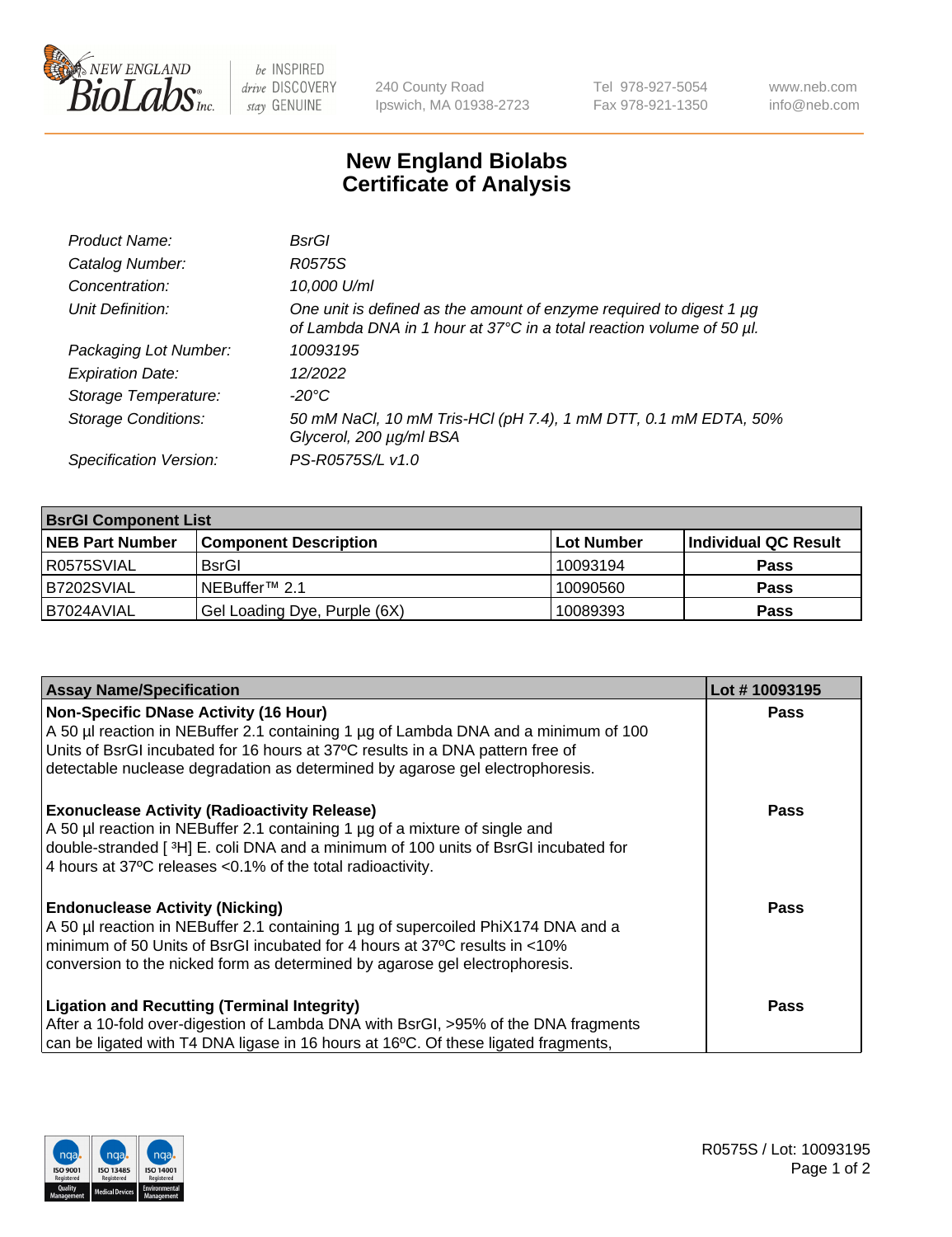# New England Biolabs Certificate of Analysis

| | |
|---|---|
| *Product Name:* | *BsrGI* |
| *Catalog Number:* | *R0575S* |
| *Concentration:* | *10,000 U/ml* |
| *Unit Definition:* | *One unit is defined as the amount of enzyme required to digest 1 µg of Lambda DNA in 1 hour at 37°C in a total reaction volume of 50 µl.* |
| *Packaging Lot Number:* | *10093195* |
| *Expiration Date:* | *12/2022* |
| *Storage Temperature:* | *-20°C* |
| *Storage Conditions:* | *50 mM NaCl, 10 mM Tris-HCl (pH 7.4), 1 mM DTT, 0.1 mM EDTA, 50% Glycerol, 200 µg/ml BSA* |
| *Specification Version:* | *PS-R0575S/L v1.0* |

| **BsrGI Component List** | | | |
|---|---|---|---|
| **NEB Part Number** | **Component Description** | **Lot Number** | **Individual QC Result** |
| R0575SVIAL | BsrGI | 10093194 | **Pass** |
| B7202SVIAL | NEBuffer™ 2.1 | 10090560 | **Pass** |
| B7024AVIAL | Gel Loading Dye, Purple (6X) | 10089393 | **Pass** |

| **Assay Name/Specification** | **Lot # 10093195** |
|---|---|
| **Non-Specific DNase Activity (16 Hour)**<br>A 50 µl reaction in NEBuffer 2.1 containing 1 µg of Lambda DNA and a minimum of 100 Units of BsrGI incubated for 16 hours at 37ºC results in a DNA pattern free of detectable nuclease degradation as determined by agarose gel electrophoresis. | **Pass** |
| **Exonuclease Activity (Radioactivity Release)**<br>A 50 µl reaction in NEBuffer 2.1 containing 1 µg of a mixture of single and double-stranded [ $^{3}$H] E. coli DNA and a minimum of 100 units of BsrGI incubated for 4 hours at 37ºC releases <0.1% of the total radioactivity. | **Pass** |
| **Endonuclease Activity (Nicking)**<br>A 50 µl reaction in NEBuffer 2.1 containing 1 µg of supercoiled PhiX174 DNA and a minimum of 50 Units of BsrGI incubated for 4 hours at 37ºC results in <10% conversion to the nicked form as determined by agarose gel electrophoresis. | **Pass** |
| **Ligation and Recutting (Terminal Integrity)**<br>After a 10-fold over-digestion of Lambda DNA with BsrGI, >95% of the DNA fragments can be ligated with T4 DNA ligase in 16 hours at 16ºC. Of these ligated fragments, | **Pass** |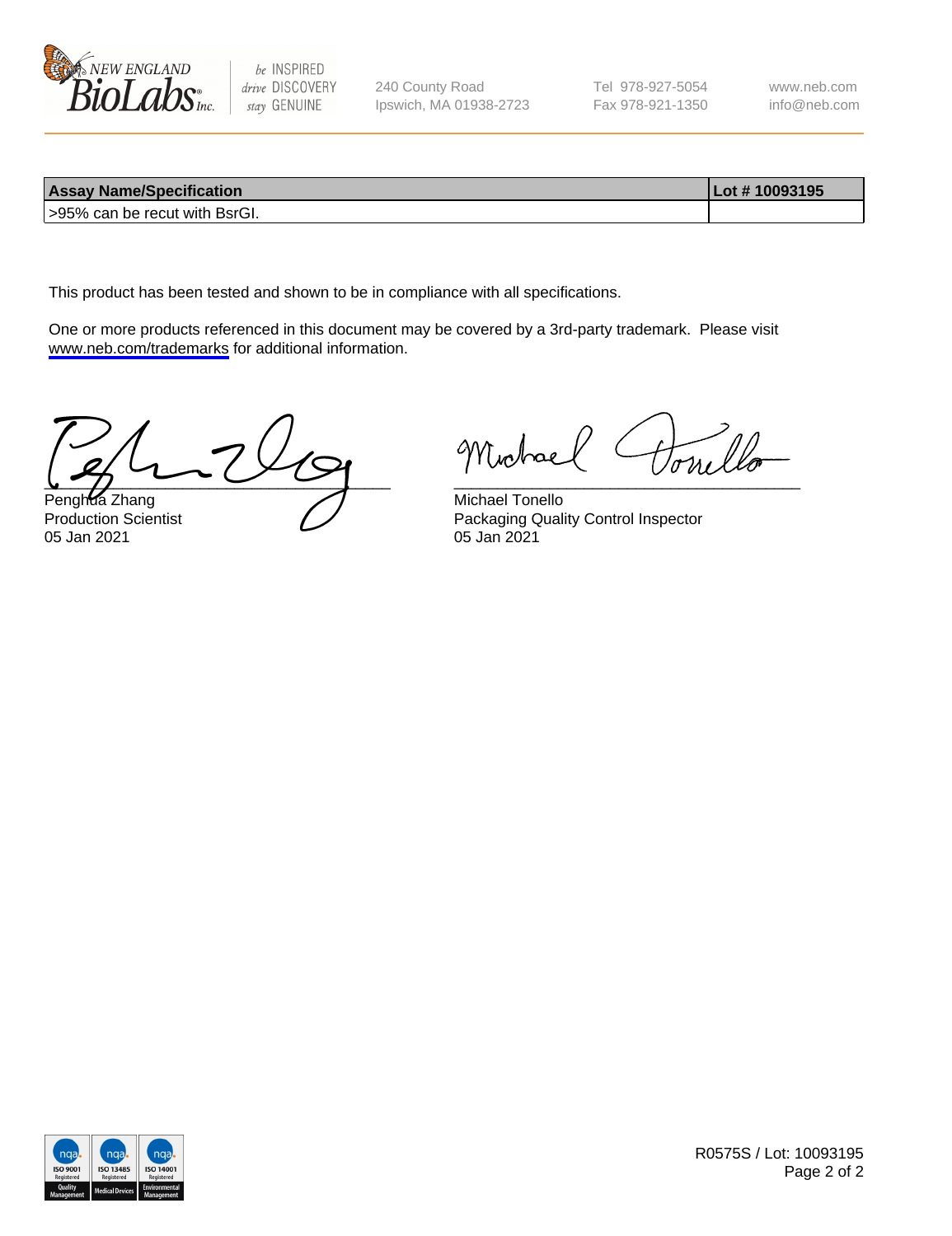| Assay Name/Specification | Lot # 10093195 |
| --- | --- |
| >95% can be recut with BsrGI. | |

This product has been tested and shown to be in compliance with all specifications.

One or more products referenced in this document may be covered by a 3rd-party trademark. Please visit www.neb.com/trademarks for additional information.

Penghua Zhang
Production Scientist
05 Jan 2021

Michael Tonello
Packaging Quality Control Inspector
05 Jan 2021

R0575S / Lot: 10093195